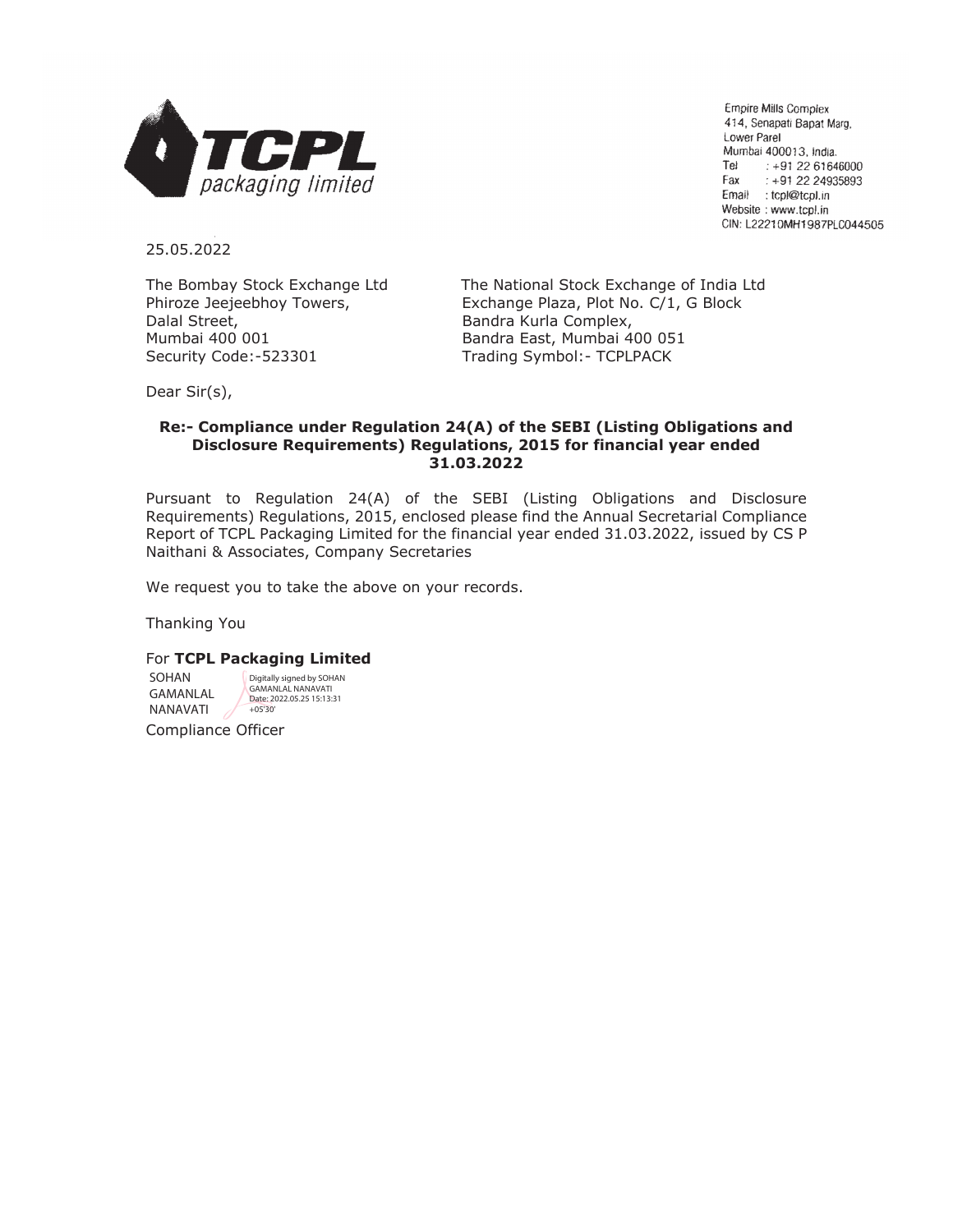**TCPL packaging limited**

Empire Mills Complex
414, Senapati Bapat Marg,
Lower Parel
Mumbai 400013, India.
Tel : +91 22 61646000
Fax : +91 22 24935893
Email : tcpl@tcpl.in
Website : www.tcpl.in
CIN: L22210MH1987PLC044505

25.05.2022

The Bombay Stock Exchange Ltd
Phiroze Jeejeebhoy Towers,
Dalal Street,
Mumbai 400 001
Security Code:-523301

The National Stock Exchange of India Ltd
Exchange Plaza, Plot No. C/1, G Block
Bandra Kurla Complex,
Bandra East, Mumbai 400 051
Trading Symbol:- TCPLPACK

Dear Sir(s),

**Re:- Compliance under Regulation 24(A) of the SEBI (Listing Obligations and Disclosure Requirements) Regulations, 2015 for financial year ended 31.03.2022**

Pursuant to Regulation 24(A) of the SEBI (Listing Obligations and Disclosure Requirements) Regulations, 2015, enclosed please find the Annual Secretarial Compliance Report of TCPL Packaging Limited for the financial year ended 31.03.2022, issued by CS P Naithani & Associates, Company Secretaries

We request you to take the above on your records.

Thanking You

For **TCPL Packaging Limited**

SOHAN GAMANLAL NANAVATI
Digitally signed by SOHAN GAMANLAL NANAVATI
Date: 2022.05.25 15:13:31 +05'30'

Compliance Officer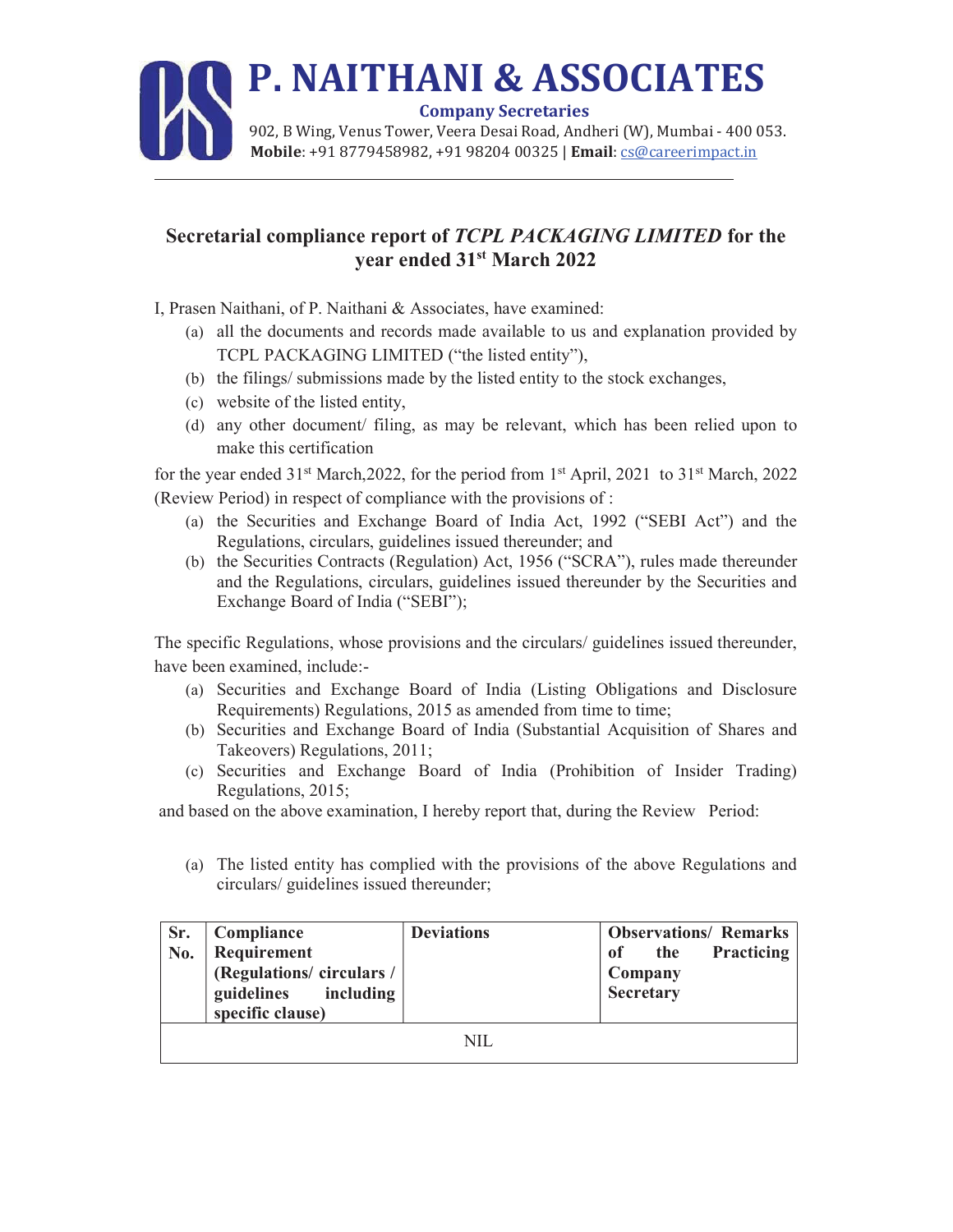# P. NAITHANI & ASSOCIATES

**Company Secretaries**

902, B Wing, Venus Tower, Veera Desai Road, Andheri (W), Mumbai - 400 053.
**Mobile**: +91 8779458982, +91 98204 00325 | **Email**: cs@careerimpact.in

---

## Secretarial compliance report of *TCPL PACKAGING LIMITED* for the year ended 31st March 2022

I, Prasen Naithani, of P. Naithani & Associates, have examined:

(a) all the documents and records made available to us and explanation provided by TCPL PACKAGING LIMITED ("the listed entity"),

(b) the filings/ submissions made by the listed entity to the stock exchanges,

(c) website of the listed entity,

(d) any other document/ filing, as may be relevant, which has been relied upon to make this certification

for the year ended 31st March,2022, for the period from 1st April, 2021 to 31st March, 2022 (Review Period) in respect of compliance with the provisions of :

(a) the Securities and Exchange Board of India Act, 1992 ("SEBI Act") and the Regulations, circulars, guidelines issued thereunder; and

(b) the Securities Contracts (Regulation) Act, 1956 ("SCRA"), rules made thereunder and the Regulations, circulars, guidelines issued thereunder by the Securities and Exchange Board of India ("SEBI");

The specific Regulations, whose provisions and the circulars/ guidelines issued thereunder, have been examined, include:-

(a) Securities and Exchange Board of India (Listing Obligations and Disclosure Requirements) Regulations, 2015 as amended from time to time;

(b) Securities and Exchange Board of India (Substantial Acquisition of Shares and Takeovers) Regulations, 2011;

(c) Securities and Exchange Board of India (Prohibition of Insider Trading) Regulations, 2015;

and based on the above examination, I hereby report that, during the Review Period:

(a) The listed entity has complied with the provisions of the above Regulations and circulars/ guidelines issued thereunder;

| Sr. No. | Compliance Requirement (Regulations/ circulars / guidelines including specific clause) | Deviations | Observations/ Remarks of the Practicing Company Secretary |
|---|---|---|---|
| | | NIL | |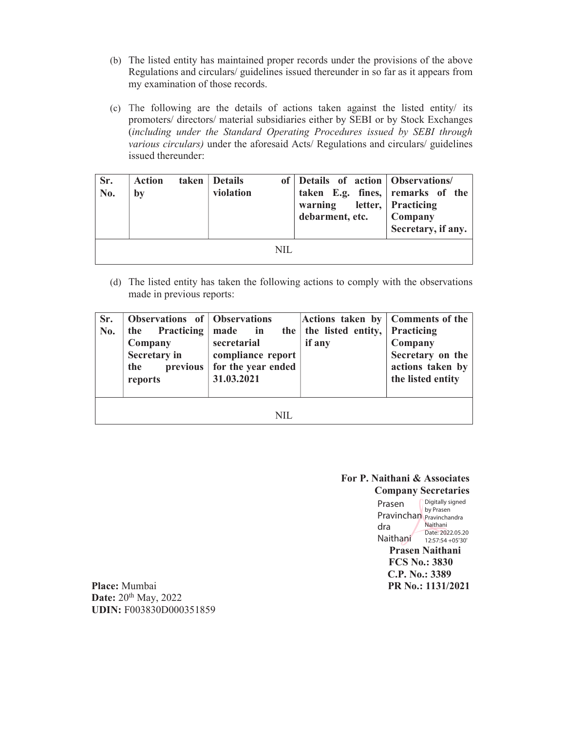(b) The listed entity has maintained proper records under the provisions of the above Regulations and circulars/ guidelines issued thereunder in so far as it appears from my examination of those records.

(c) The following are the details of actions taken against the listed entity/ its promoters/ directors/ material subsidiaries either by SEBI or by Stock Exchanges (*including under the Standard Operating Procedures issued by SEBI through various circulars)* under the aforesaid Acts/ Regulations and circulars/ guidelines issued thereunder:

| Sr. No. | Action taken by | Details of violation | Details of action taken E.g. fines, warning letter, debarment, etc. | Observations/ remarks of the Practicing Company Secretary, if any. |
|---|---|---|---|---|
| NIL | | | | |

(d) The listed entity has taken the following actions to comply with the observations made in previous reports:

| Sr. No. | Observations of the Practicing Company Secretary in the previous reports | Observations made in the secretarial compliance report for the year ended 31.03.2021 | Actions taken by the listed entity, if any | Comments of the Practicing Company Secretary on the actions taken by the listed entity |
|---|---|---|---|---|
| NIL | | | | |

**For P. Naithani & Associates**
**Company Secretaries**

Prasen Pravinchandra Naithani
Digitally signed by Prasen Pravinchandra Naithani
Date: 2022.05.20 12:57:54 +05'30'

**Prasen Naithani**
**FCS No.: 3830**
**C.P. No.: 3389**
**PR No.: 1131/2021**

**Place:** Mumbai
**Date:** 20th May, 2022
**UDIN:** F003830D000351859